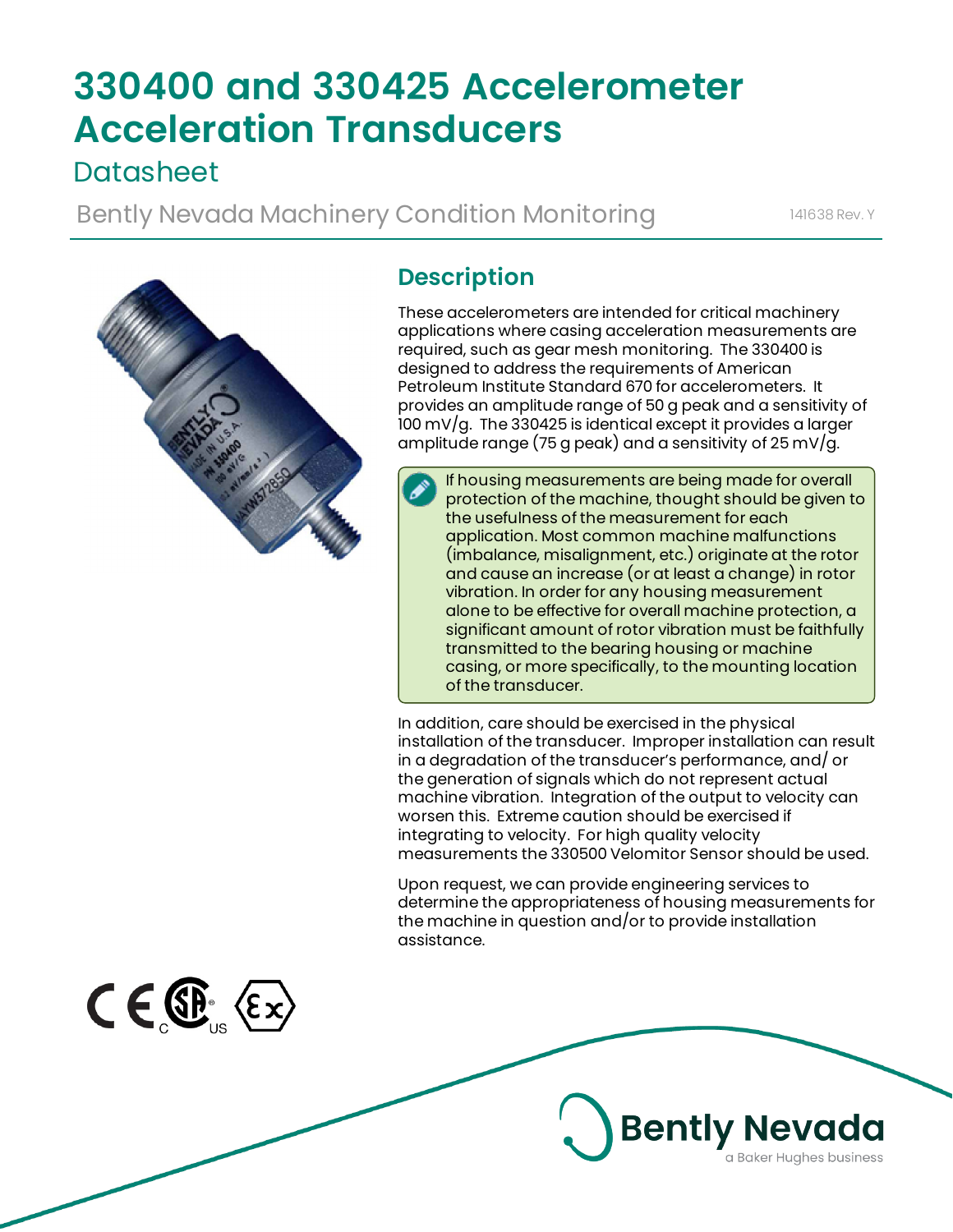# 330400 and 330425 Accelerometer Acceleration Transducers

## Datasheet

Bently Nevada Machinery Condition Monitoring

141638 Rev. Y

## Description

These accelerometers are intended for critical machinery applications where casing acceleration measurements are required, such as gear mesh monitoring. The 330400 is designed to address the requirements of American Petroleum Institute Standard 670 for accelerometers. It provides an amplitude range of 50 g peak and a sensitivity of 100 mV/g. The 330425 is identical except it provides a larger amplitude range (75 g peak) and a sensitivity of 25 mV/g.

> If housing measurements are being made for overall protection of the machine, thought should be given to the usefulness of the measurement for each application. Most common machine malfunctions (imbalance, misalignment, etc.) originate at the rotor and cause an increase (or at least a change) in rotor vibration. In order for any housing measurement alone to be effective for overall machine protection, a significant amount of rotor vibration must be faithfully transmitted to the bearing housing or machine casing, or more specifically, to the mounting location of the transducer.

In addition, care should be exercised in the physical installation of the transducer. Improper installation can result in a degradation of the transducer's performance, and/ or the generation of signals which do not represent actual machine vibration. Integration of the output to velocity can worsen this. Extreme caution should be exercised if integrating to velocity. For high quality velocity measurements the 330500 Velomitor Sensor should be used.

Upon request, we can provide engineering services to determine the appropriateness of housing measurements for the machine in question and/or to provide installation assistance.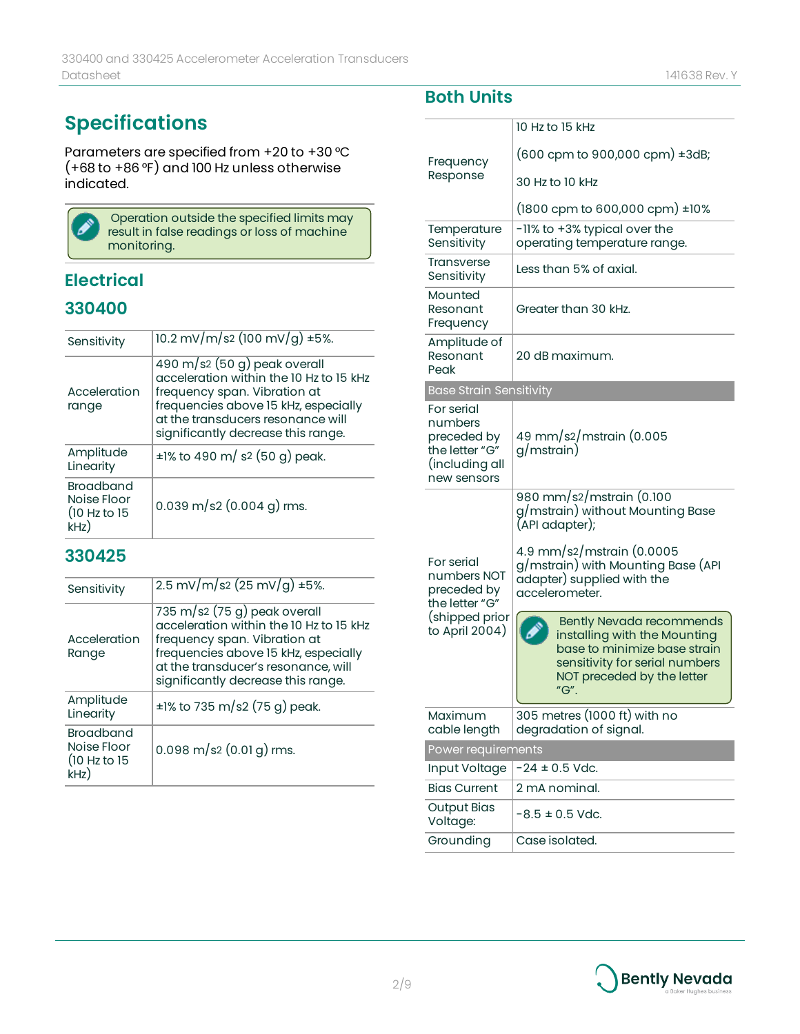# Specifications

Parameters are specified from +20 to +30 °C (+68 to +86 °F) and 100 Hz unless otherwise indicated.

> Operation outside the specified limits may result in false readings or loss of machine monitoring.

## Electrical

### 330400

| | |
|---|---|
| Sensitivity | 10.2 mV/m/s2 (100 mV/g) ±5%. |
| Acceleration range | 490 m/s2 (50 g) peak overall acceleration within the 10 Hz to 15 kHz frequency span. Vibration at frequencies above 15 kHz, especially at the transducers resonance will significantly decrease this range. |
| Amplitude Linearity | ±1% to 490 m/ s2 (50 g) peak. |
| Broadband Noise Floor (10 Hz to 15 kHz) | 0.039 m/s2 (0.004 g) rms. |

### 330425

| | |
|---|---|
| Sensitivity | 2.5 mV/m/s2 (25 mV/g) ±5%. |
| Acceleration Range | 735 m/s2 (75 g) peak overall acceleration within the 10 Hz to 15 kHz frequency span. Vibration at frequencies above 15 kHz, especially at the transducer's resonance, will significantly decrease this range. |
| Amplitude Linearity | ±1% to 735 m/s2 (75 g) peak. |
| Broadband Noise Floor (10 Hz to 15 kHz) | 0.098 m/s2 (0.01 g) rms. |

### Both Units

| | |
|---|---|
| Frequency Response | 10 Hz to 15 kHz<br><br>(600 cpm to 900,000 cpm) ±3dB;<br><br>30 Hz to 10 kHz<br><br>(1800 cpm to 600,000 cpm) ±10% |
| Temperature Sensitivity | -11% to +3% typical over the operating temperature range. |
| Transverse Sensitivity | Less than 5% of axial. |
| Mounted Resonant Frequency | Greater than 30 kHz. |
| Amplitude of Resonant Peak | 20 dB maximum. |
| **Base Strain Sensitivity** | |
| For serial numbers preceded by the letter "G" (including all new sensors | 49 mm/s2/mstrain (0.005 g/mstrain) |
| For serial numbers NOT preceded by the letter "G" (shipped prior to April 2004) | 980 mm/s2/mstrain (0.100 g/mstrain) without Mounting Base (API adapter);<br><br>4.9 mm/s2/mstrain (0.0005 g/mstrain) with Mounting Base (API adapter) supplied with the accelerometer.<br><br>Bently Nevada recommends installing with the Mounting base to minimize base strain sensitivity for serial numbers NOT preceded by the letter "G". |
| Maximum cable length | 305 metres (1000 ft) with no degradation of signal. |
| **Power requirements** | |
| Input Voltage | -24 ± 0.5 Vdc. |
| Bias Current | 2 mA nominal. |
| Output Bias Voltage: | -8.5 ± 0.5 Vdc. |
| Grounding | Case isolated. |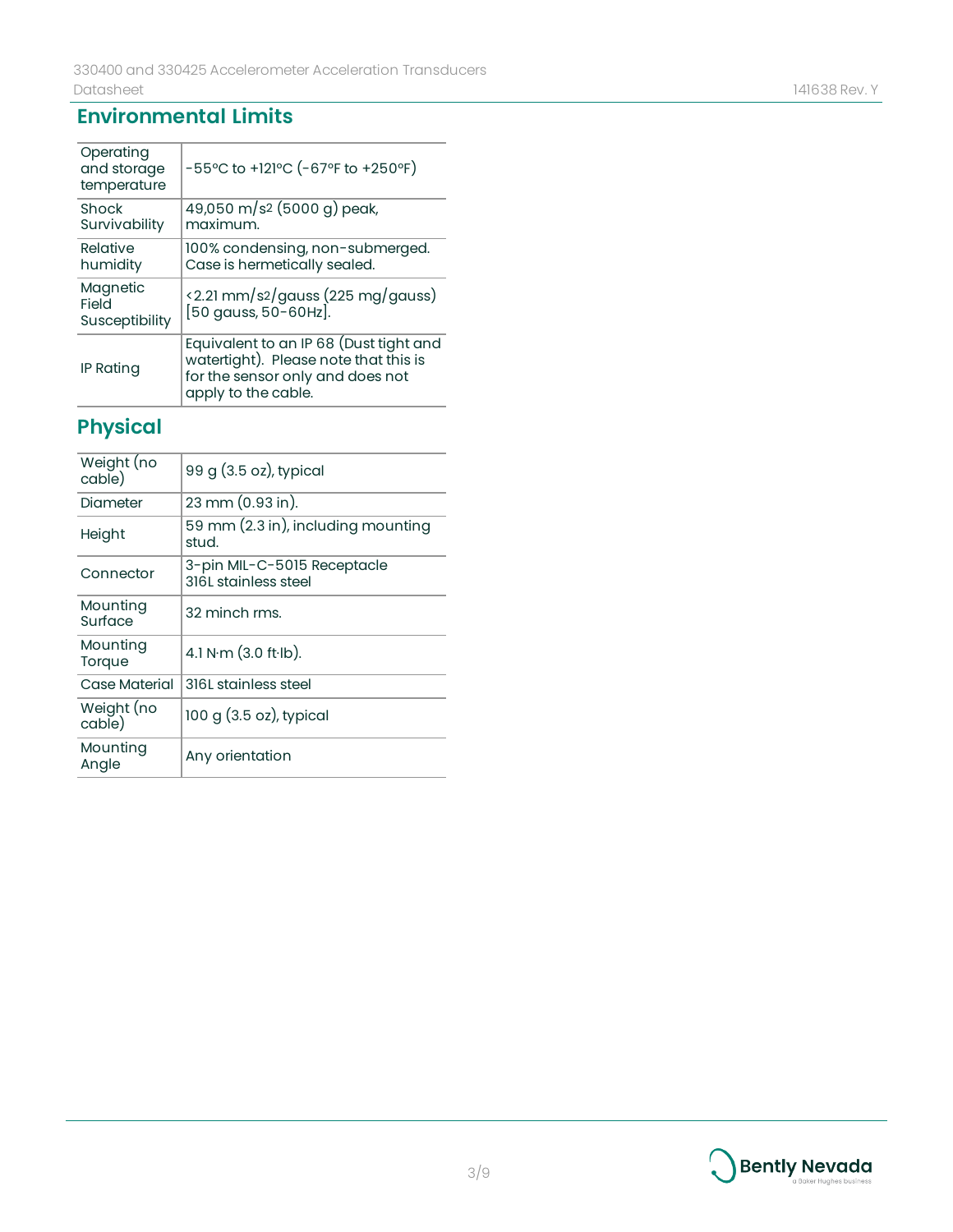## Environmental Limits

| | |
|---|---|
| Operating and storage temperature | -55°C to +121°C (-67°F to +250°F) |
| Shock Survivability | 49,050 m/s² (5000 g) peak, maximum. |
| Relative humidity | 100% condensing, non-submerged. Case is hermetically sealed. |
| Magnetic Field Susceptibility | <2.21 mm/s²/gauss (225 mg/gauss) [50 gauss, 50-60Hz]. |
| IP Rating | Equivalent to an IP 68 (Dust tight and watertight). Please note that this is for the sensor only and does not apply to the cable. |

## Physical

| | |
|---|---|
| Weight (no cable) | 99 g (3.5 oz), typical |
| Diameter | 23 mm (0.93 in). |
| Height | 59 mm (2.3 in), including mounting stud. |
| Connector | 3-pin MIL-C-5015 Receptacle 316L stainless steel |
| Mounting Surface | 32 minch rms. |
| Mounting Torque | 4.1 N·m (3.0 ft·lb). |
| Case Material | 316L stainless steel |
| Weight (no cable) | 100 g (3.5 oz), typical |
| Mounting Angle | Any orientation |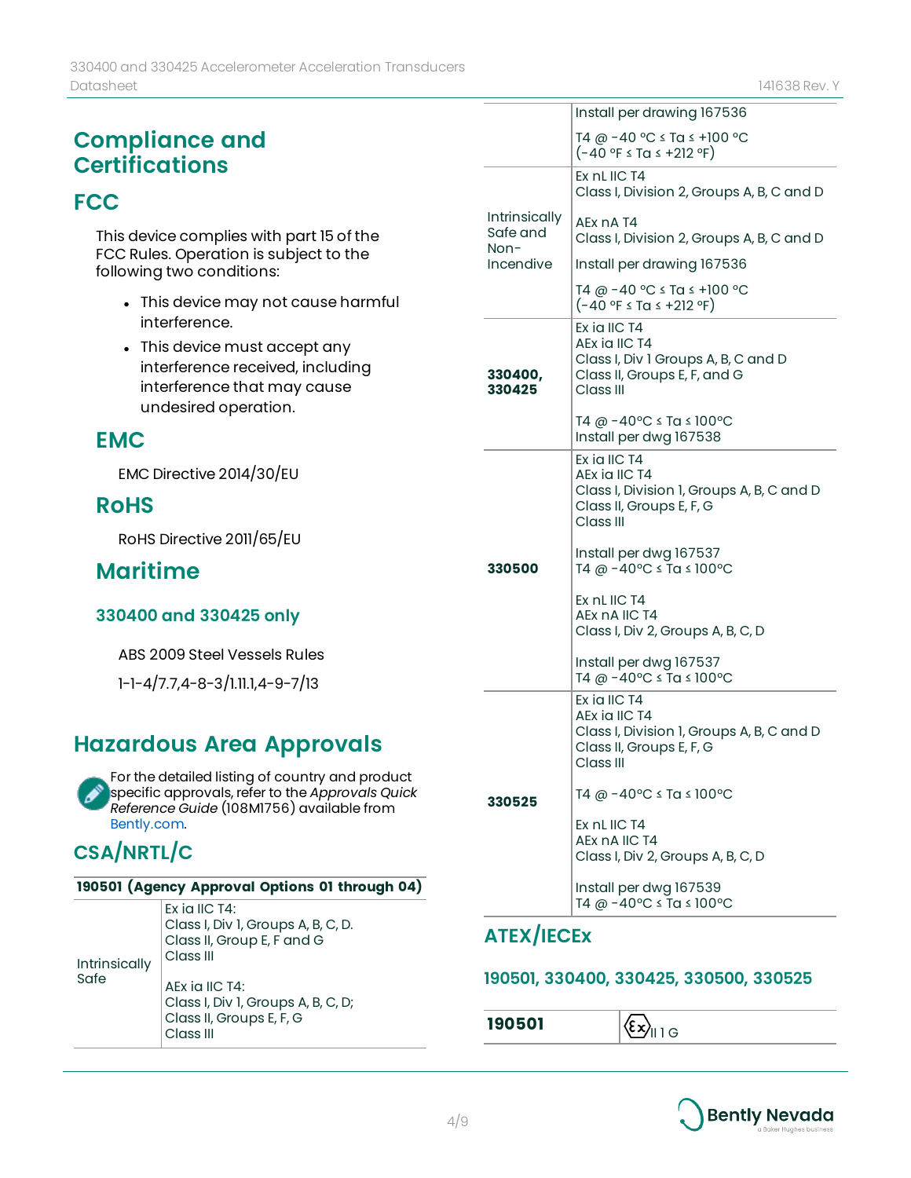# Compliance and Certifications

## FCC

This device complies with part 15 of the FCC Rules. Operation is subject to the following two conditions:

- This device may not cause harmful interference.
- This device must accept any interference received, including interference that may cause undesired operation.

### EMC

EMC Directive 2014/30/EU

### RoHS

RoHS Directive 2011/65/EU

### Maritime

#### 330400 and 330425 only

ABS 2009 Steel Vessels Rules

1-1-4/7.7,4-8-3/1.11.1,4-9-7/13

## Hazardous Area Approvals

For the detailed listing of country and product specific approvals, refer to the *Approvals Quick Reference Guide* (108M1756) available from Bently.com.

## CSA/NRTL/C

| 190501 (Agency Approval Options 01 through 04) | |
|---|---|
| Intrinsically Safe | Ex ia IIC T4:<br>Class I, Div 1, Groups A, B, C, D.<br>Class II, Group E, F and G<br>Class III<br><br>AEx ia IIC T4:<br>Class I, Div 1, Groups A, B, C, D;<br>Class II, Groups E, F, G<br>Class III<br><br>Install per drawing 167536<br><br>T4 @ -40 °C ≤ Ta ≤ +100 °C<br>(-40 °F ≤ Ta ≤ +212 °F) |
| Intrinsically Safe and Non-Incendive | Ex nL IIC T4<br>Class I, Division 2, Groups A, B, C and D<br><br>AEx nA T4<br>Class I, Division 2, Groups A, B, C and D<br><br>Install per drawing 167536<br><br>T4 @ -40 °C ≤ Ta ≤ +100 °C<br>(-40 °F ≤ Ta ≤ +212 °F) |
| **330400, 330425** | Ex ia IIC T4<br>AEx ia IIC T4<br>Class I, Div 1 Groups A, B, C and D<br>Class II, Groups E, F, and G<br>Class III<br><br>T4 @ -40°C ≤ Ta ≤ 100°C<br>Install per dwg 167538 |
| **330500** | Ex ia IIC T4<br>AEx ia IIC T4<br>Class I, Division 1, Groups A, B, C and D<br>Class II, Groups E, F, G<br>Class III<br><br>Install per dwg 167537<br>T4 @ -40°C ≤ Ta ≤ 100°C<br><br>Ex nL IIC T4<br>AEx nA IIC T4<br>Class I, Div 2, Groups A, B, C, D<br><br>Install per dwg 167537<br>T4 @ -40°C ≤ Ta ≤ 100°C |
| **330525** | Ex ia IIC T4<br>AEx ia IIC T4<br>Class I, Division 1, Groups A, B, C and D<br>Class II, Groups E, F, G<br>Class III<br><br>T4 @ -40°C ≤ Ta ≤ 100°C<br><br>Ex nL IIC T4<br>AEx nA IIC T4<br>Class I, Div 2, Groups A, B, C, D<br><br>Install per dwg 167539<br>T4 @ -40°C ≤ Ta ≤ 100°C |

## ATEX/IECEx

### 190501, 330400, 330425, 330500, 330525

| **190501** | Ex II 1 G |
|---|---|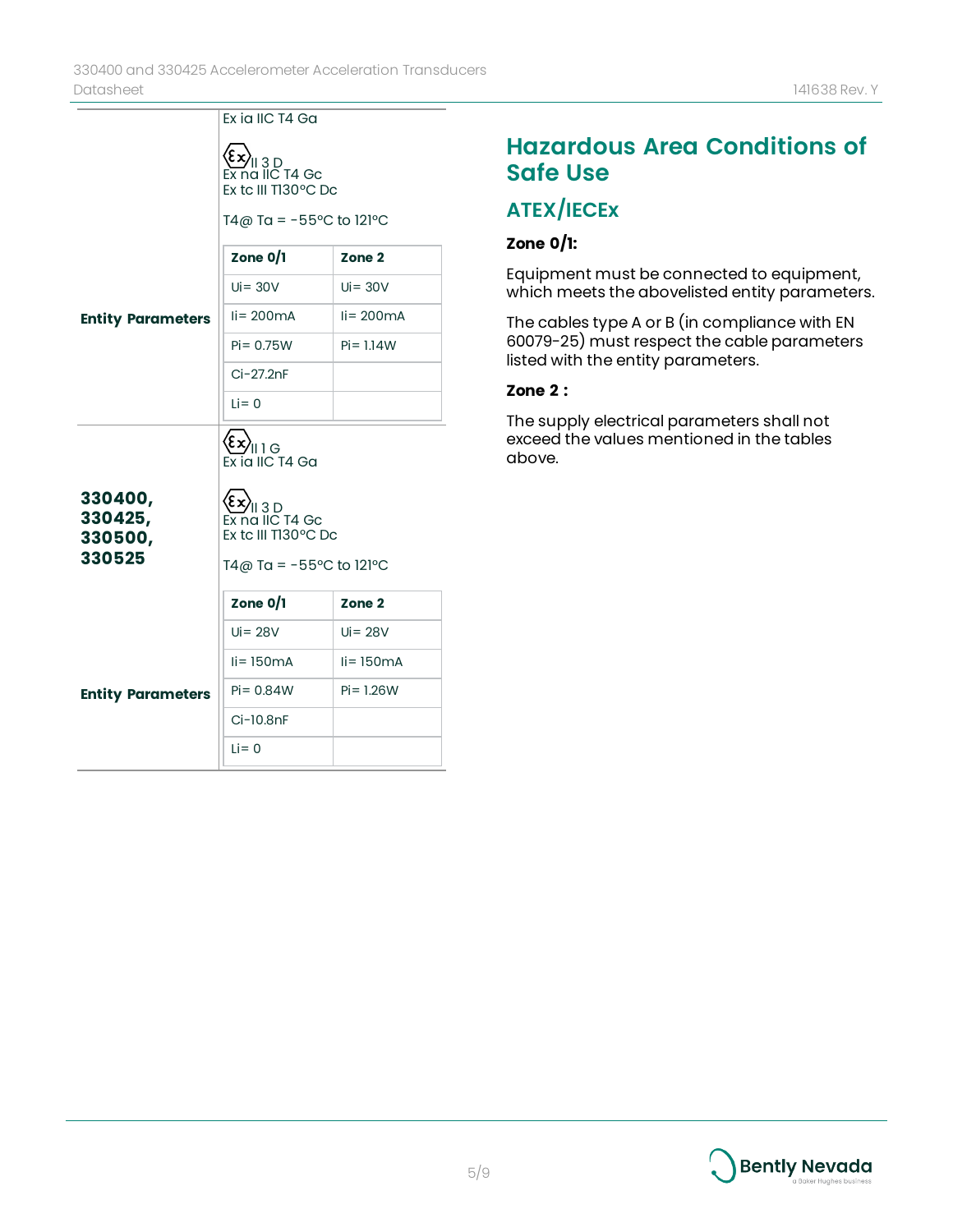| | |
|---|---|
| | Ex ia IIC T4 Ga<br><br>Ⓔx II 3 D<br>Ex na IIC T4 Gc<br>Ex tc III T130°C Dc<br><br>T4@ Ta = -55°C to 121°C |
| **Entity Parameters** | **Zone 0/1**: Ui= 30V; Ii= 200mA; Pi= 0.75W; Ci-27.2nF; Li= 0<br>**Zone 2**: Ui= 30V; Ii= 200mA; Pi= 1.14W |
| **330400, 330425, 330500, 330525** | Ⓔx II 1 G<br>Ex ia IIC T4 Ga<br><br>Ⓔx II 3 D<br>Ex na IIC T4 Gc<br>Ex tc III T130°C Dc<br><br>T4@ Ta = -55°C to 121°C |
| **Entity Parameters** | **Zone 0/1**: Ui= 28V; Ii= 150mA; Pi= 0.84W; Ci-10.8nF; Li= 0<br>**Zone 2**: Ui= 28V; Ii= 150mA; Pi= 1.26W |

Entity Parameters (first):

| Zone 0/1 | Zone 2 |
|---|---|
| Ui= 30V | Ui= 30V |
| Ii= 200mA | Ii= 200mA |
| Pi= 0.75W | Pi= 1.14W |
| Ci-27.2nF | |
| Li= 0 | |

Entity Parameters (330400, 330425, 330500, 330525):

| Zone 0/1 | Zone 2 |
|---|---|
| Ui= 28V | Ui= 28V |
| Ii= 150mA | Ii= 150mA |
| Pi= 0.84W | Pi= 1.26W |
| Ci-10.8nF | |
| Li= 0 | |

# Hazardous Area Conditions of Safe Use

## ATEX/IECEx

**Zone 0/1:**

Equipment must be connected to equipment, which meets the abovelisted entity parameters.

The cables type A or B (in compliance with EN 60079-25) must respect the cable parameters listed with the entity parameters.

**Zone 2 :**

The supply electrical parameters shall not exceed the values mentioned in the tables above.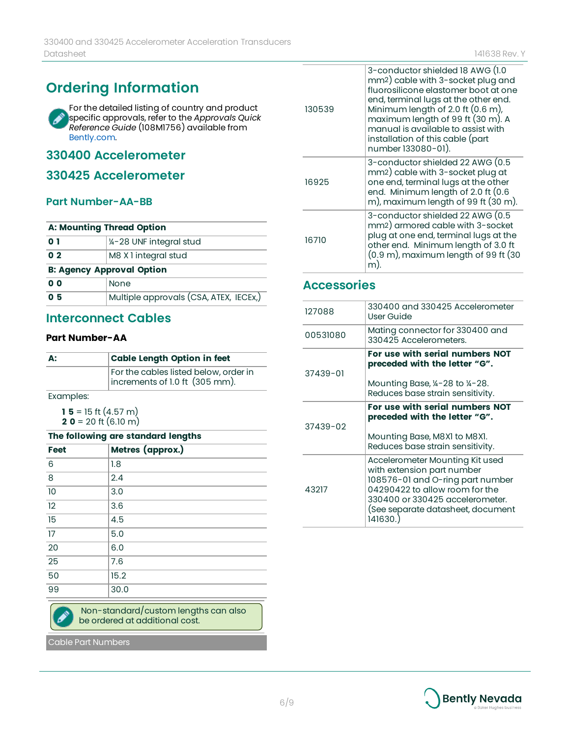## Ordering Information

For the detailed listing of country and product specific approvals, refer to the *Approvals Quick Reference Guide* (108M1756) available from Bently.com.

### 330400 Accelerometer

### 330425 Accelerometer

#### Part Number-AA-BB

| A: Mounting Thread Option | |
|---|---|
| **0 1** | ¼-28 UNF integral stud |
| **0 2** | M8 X 1 integral stud |
| **B: Agency Approval Option** | |
| **0 0** | None |
| **0 5** | Multiple approvals (CSA, ATEX, IECEx,) |

### Interconnect Cables

**Part Number-AA**

| A: | Cable Length Option in feet |
|---|---|
| | For the cables listed below, order in increments of 1.0 ft (305 mm). |

Examples:

**1 5** = 15 ft (4.57 m)
**2 0** = 20 ft (6.10 m)

| The following are standard lengths | |
|---|---|
| **Feet** | **Metres (approx.)** |
| 6 | 1.8 |
| 8 | 2.4 |
| 10 | 3.0 |
| 12 | 3.6 |
| 15 | 4.5 |
| 17 | 5.0 |
| 20 | 6.0 |
| 25 | 7.6 |
| 50 | 15.2 |
| 99 | 30.0 |

Non-standard/custom lengths can also be ordered at additional cost.

Cable Part Numbers

| | |
|---|---|
| 130539 | 3-conductor shielded 18 AWG (1.0 mm2) cable with 3-socket plug and fluorosilicone elastomer boot at one end, terminal lugs at the other end. Minimum length of 2.0 ft (0.6 m), maximum length of 99 ft (30 m). A manual is available to assist with installation of this cable (part number 133080-01). |
| 16925 | 3-conductor shielded 22 AWG (0.5 mm2) cable with 3-socket plug at one end, terminal lugs at the other end. Minimum length of 2.0 ft (0.6 m), maximum length of 99 ft (30 m). |
| 16710 | 3-conductor shielded 22 AWG (0.5 mm2) armored cable with 3-socket plug at one end, terminal lugs at the other end. Minimum length of 3.0 ft (0.9 m), maximum length of 99 ft (30 m). |

### Accessories

| | |
|---|---|
| 127088 | 330400 and 330425 Accelerometer User Guide |
| 00531080 | Mating connector for 330400 and 330425 Accelerometers. |
| 37439-01 | **For use with serial numbers NOT preceded with the letter "G".**<br><br>Mounting Base, ¼-28 to ¼-28. Reduces base strain sensitivity. |
| 37439-02 | **For use with serial numbers NOT preceded with the letter "G".**<br><br>Mounting Base, M8X1 to M8X1. Reduces base strain sensitivity. |
| 43217 | Accelerometer Mounting Kit used with extension part number 108576-01 and O-ring part number 04290422 to allow room for the 330400 or 330425 accelerometer. (See separate datasheet, document 141630.) |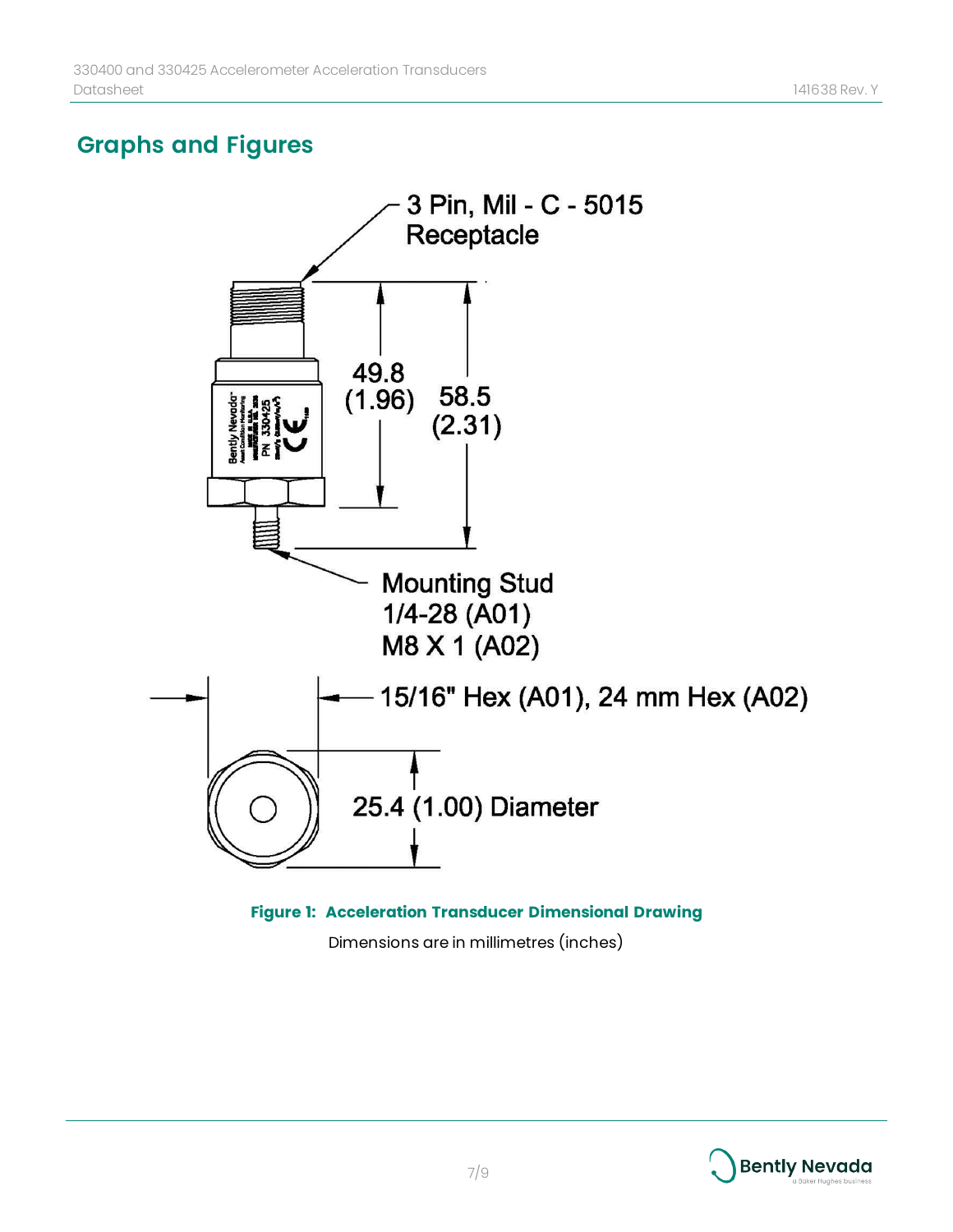## Graphs and Figures

3 Pin, Mil - C - 5015 Receptacle

49.8 (1.96)

58.5 (2.31)

Mounting Stud
1/4-28 (A01)
M8 X 1 (A02)

15/16" Hex (A01), 24 mm Hex (A02)

25.4 (1.00) Diameter

**Figure 1: Acceleration Transducer Dimensional Drawing**

Dimensions are in millimetres (inches)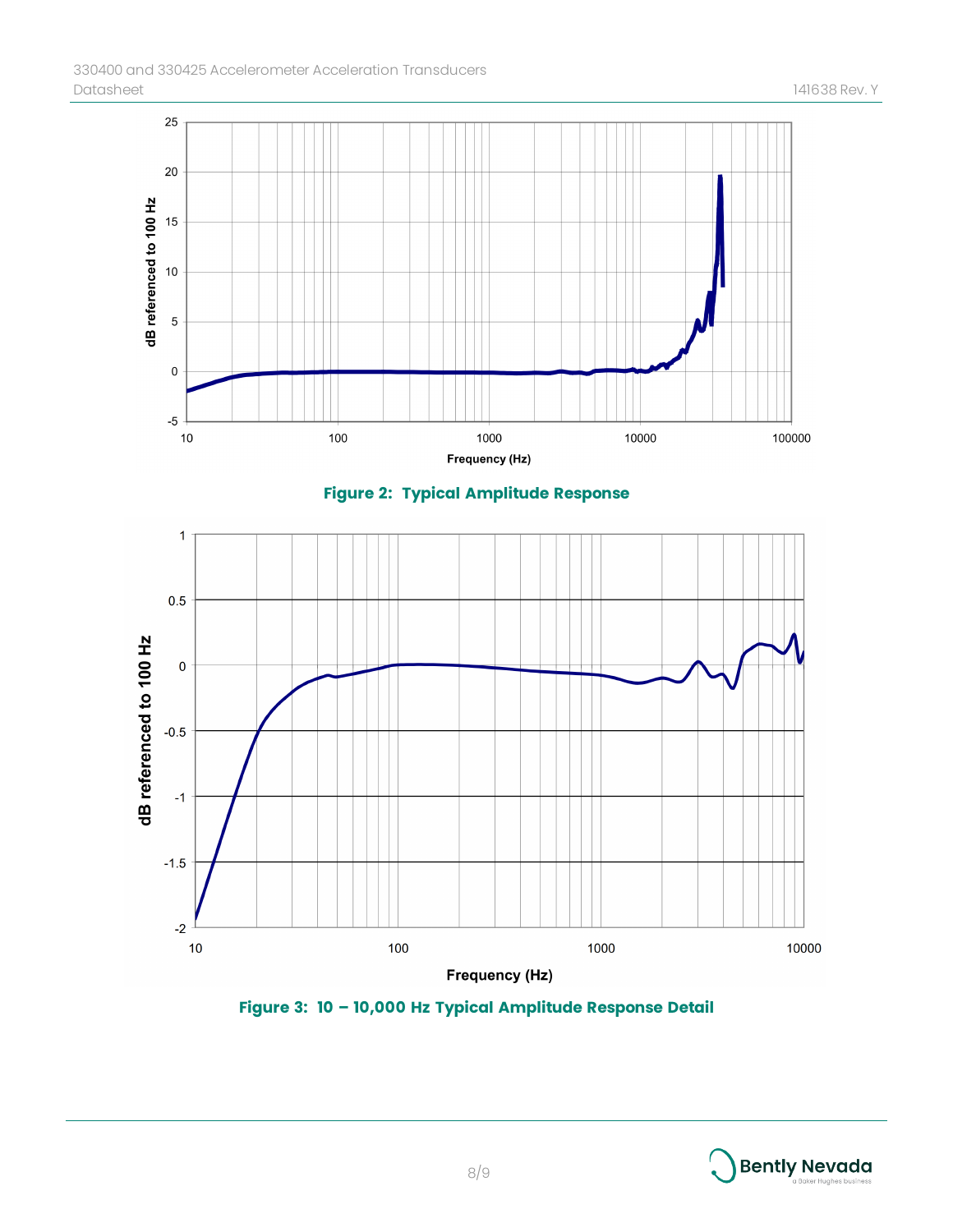**Figure 2: Typical Amplitude Response**

**Figure 3: 10 – 10,000 Hz Typical Amplitude Response Detail**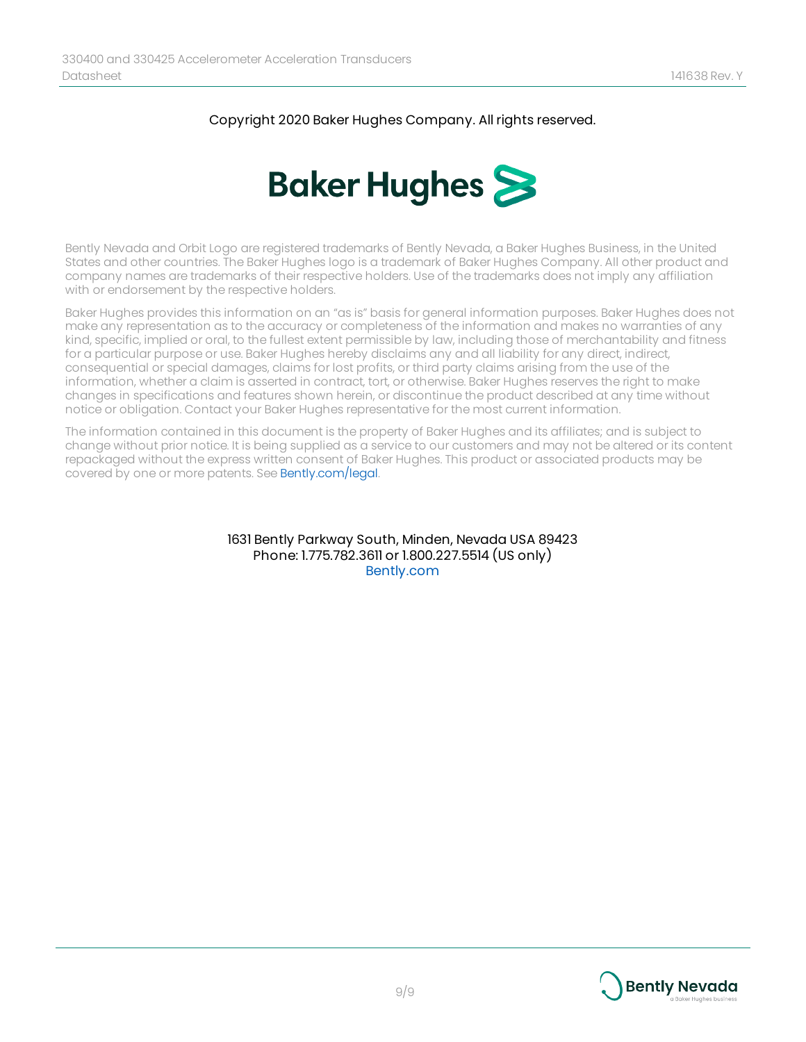Copyright 2020 Baker Hughes Company. All rights reserved.

Bently Nevada and Orbit Logo are registered trademarks of Bently Nevada, a Baker Hughes Business, in the United States and other countries. The Baker Hughes logo is a trademark of Baker Hughes Company. All other product and company names are trademarks of their respective holders. Use of the trademarks does not imply any affiliation with or endorsement by the respective holders.

Baker Hughes provides this information on an "as is" basis for general information purposes. Baker Hughes does not make any representation as to the accuracy or completeness of the information and makes no warranties of any kind, specific, implied or oral, to the fullest extent permissible by law, including those of merchantability and fitness for a particular purpose or use. Baker Hughes hereby disclaims any and all liability for any direct, indirect, consequential or special damages, claims for lost profits, or third party claims arising from the use of the information, whether a claim is asserted in contract, tort, or otherwise. Baker Hughes reserves the right to make changes in specifications and features shown herein, or discontinue the product described at any time without notice or obligation. Contact your Baker Hughes representative for the most current information.

The information contained in this document is the property of Baker Hughes and its affiliates; and is subject to change without prior notice. It is being supplied as a service to our customers and may not be altered or its content repackaged without the express written consent of Baker Hughes. This product or associated products may be covered by one or more patents. See Bently.com/legal.

1631 Bently Parkway South, Minden, Nevada USA 89423
Phone: 1.775.782.3611 or 1.800.227.5514 (US only)
Bently.com